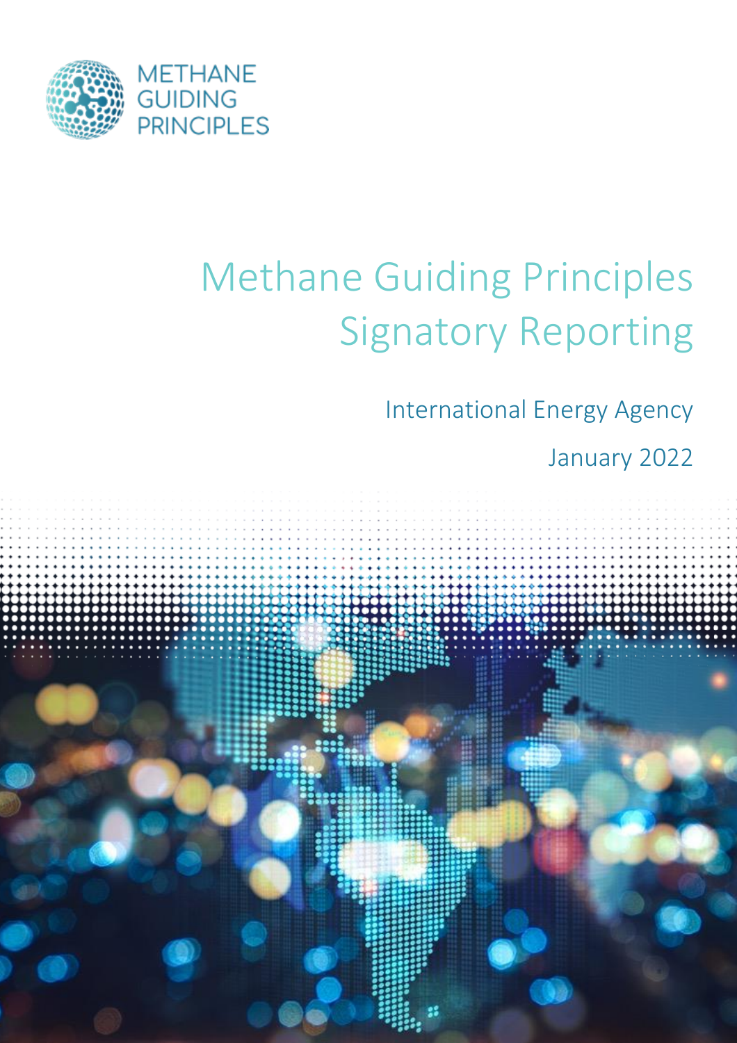METHANE GUIDING PRINCIPLES

# Methane Guiding Principles Signatory Reporting

International Energy Agency

January 2022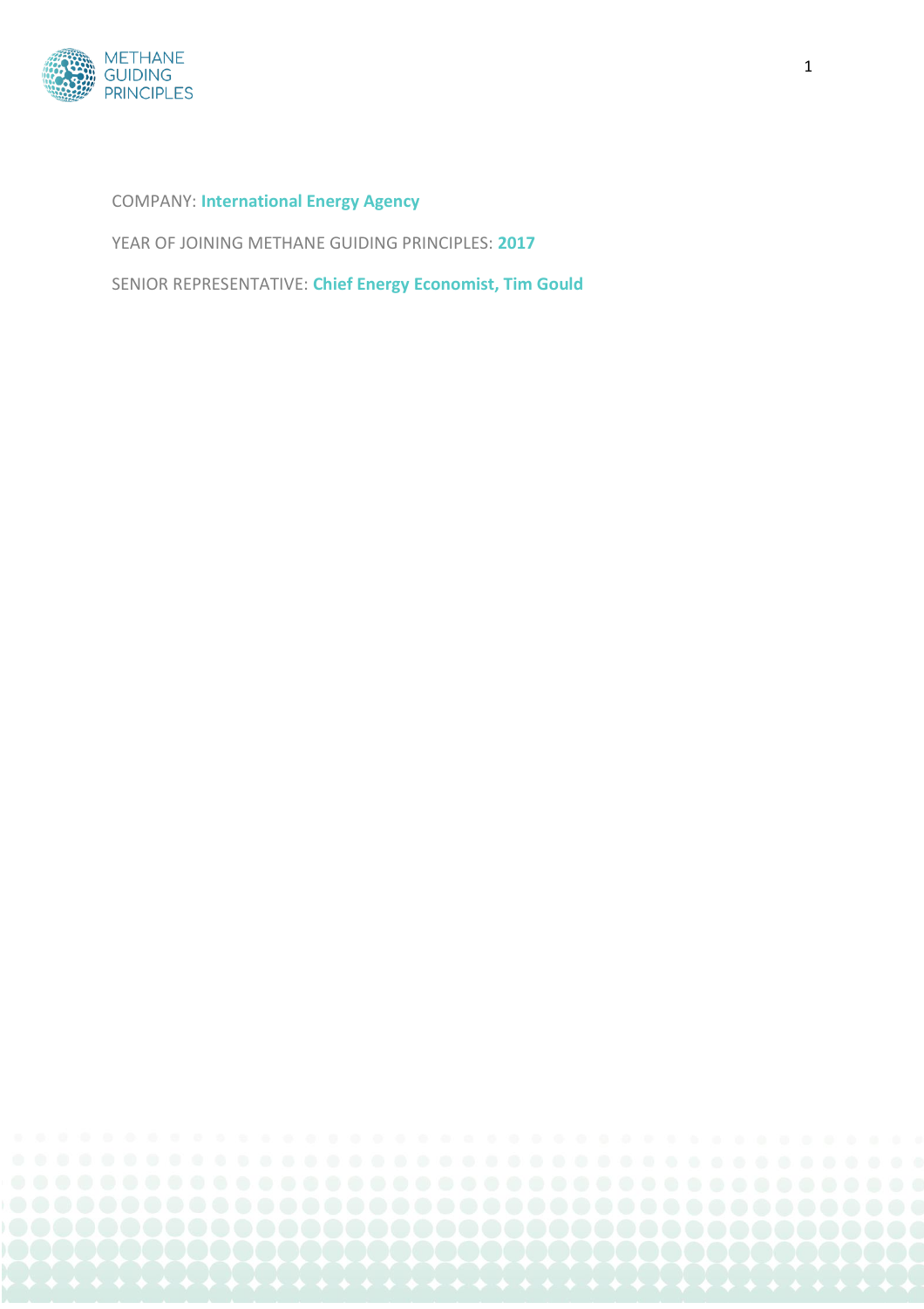COMPANY: **International Energy Agency**

YEAR OF JOINING METHANE GUIDING PRINCIPLES: **2017**

SENIOR REPRESENTATIVE: **Chief Energy Economist, Tim Gould**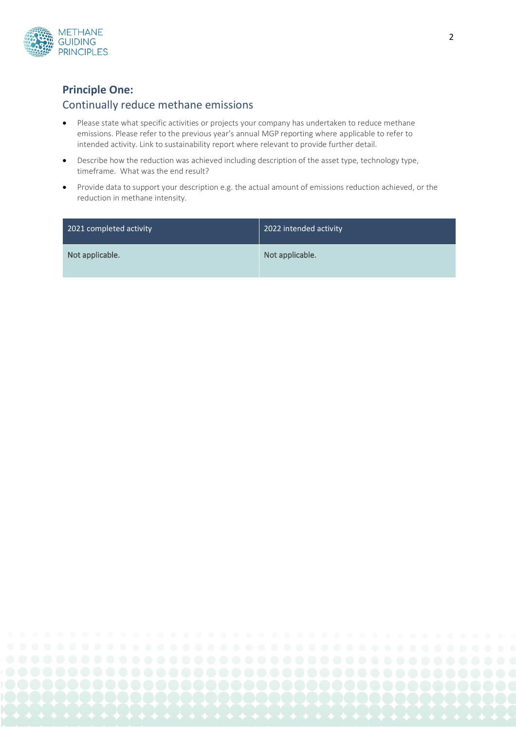## Principle One:

### Continually reduce methane emissions

- Please state what specific activities or projects your company has undertaken to reduce methane emissions. Please refer to the previous year's annual MGP reporting where applicable to refer to intended activity. Link to sustainability report where relevant to provide further detail.
- Describe how the reduction was achieved including description of the asset type, technology type, timeframe. What was the end result?
- Provide data to support your description e.g. the actual amount of emissions reduction achieved, or the reduction in methane intensity.

| 2021 completed activity | 2022 intended activity |
|---|---|
| Not applicable. | Not applicable. |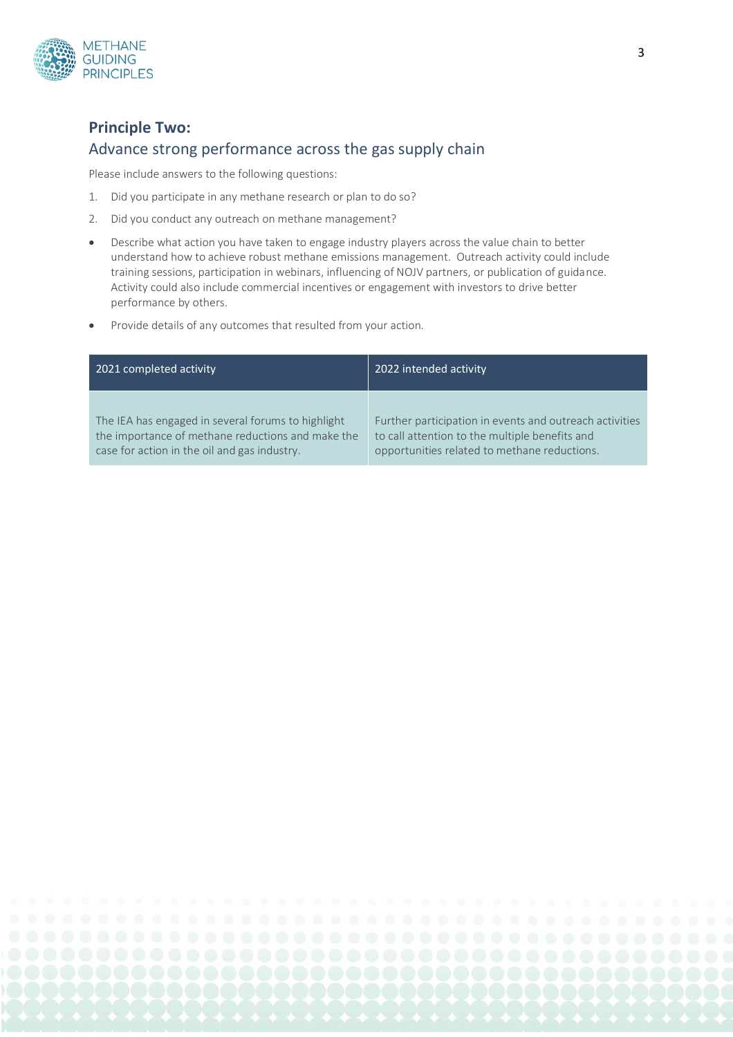## Principle Two:

### Advance strong performance across the gas supply chain

Please include answers to the following questions:

1. Did you participate in any methane research or plan to do so?
2. Did you conduct any outreach on methane management?

- Describe what action you have taken to engage industry players across the value chain to better understand how to achieve robust methane emissions management. Outreach activity could include training sessions, participation in webinars, influencing of NOJV partners, or publication of guidance. Activity could also include commercial incentives or engagement with investors to drive better performance by others.
- Provide details of any outcomes that resulted from your action.

| 2021 completed activity | 2022 intended activity |
| --- | --- |
| The IEA has engaged in several forums to highlight the importance of methane reductions and make the case for action in the oil and gas industry. | Further participation in events and outreach activities to call attention to the multiple benefits and opportunities related to methane reductions. |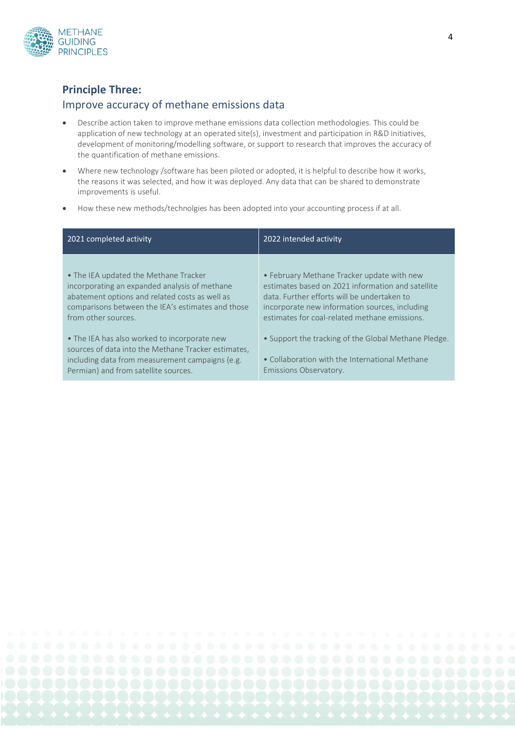## Principle Three:

### Improve accuracy of methane emissions data

- Describe action taken to improve methane emissions data collection methodologies. This could be application of new technology at an operated site(s), investment and participation in R&D initiatives, development of monitoring/modelling software, or support to research that improves the accuracy of the quantification of methane emissions.
- Where new technology /software has been piloted or adopted, it is helpful to describe how it works, the reasons it was selected, and how it was deployed. Any data that can be shared to demonstrate improvements is useful.
- How these new methods/technolgies has been adopted into your accounting process if at all.

| 2021 completed activity | 2022 intended activity |
|---|---|
| • The IEA updated the Methane Tracker incorporating an expanded analysis of methane abatement options and related costs as well as comparisons between the IEA's estimates and those from other sources.<br><br>• The IEA has also worked to incorporate new sources of data into the Methane Tracker estimates, including data from measurement campaigns (e.g. Permian) and from satellite sources. | • February Methane Tracker update with new estimates based on 2021 information and satellite data. Further efforts will be undertaken to incorporate new information sources, including estimates for coal-related methane emissions.<br><br>• Support the tracking of the Global Methane Pledge.<br><br>• Collaboration with the International Methane Emissions Observatory. |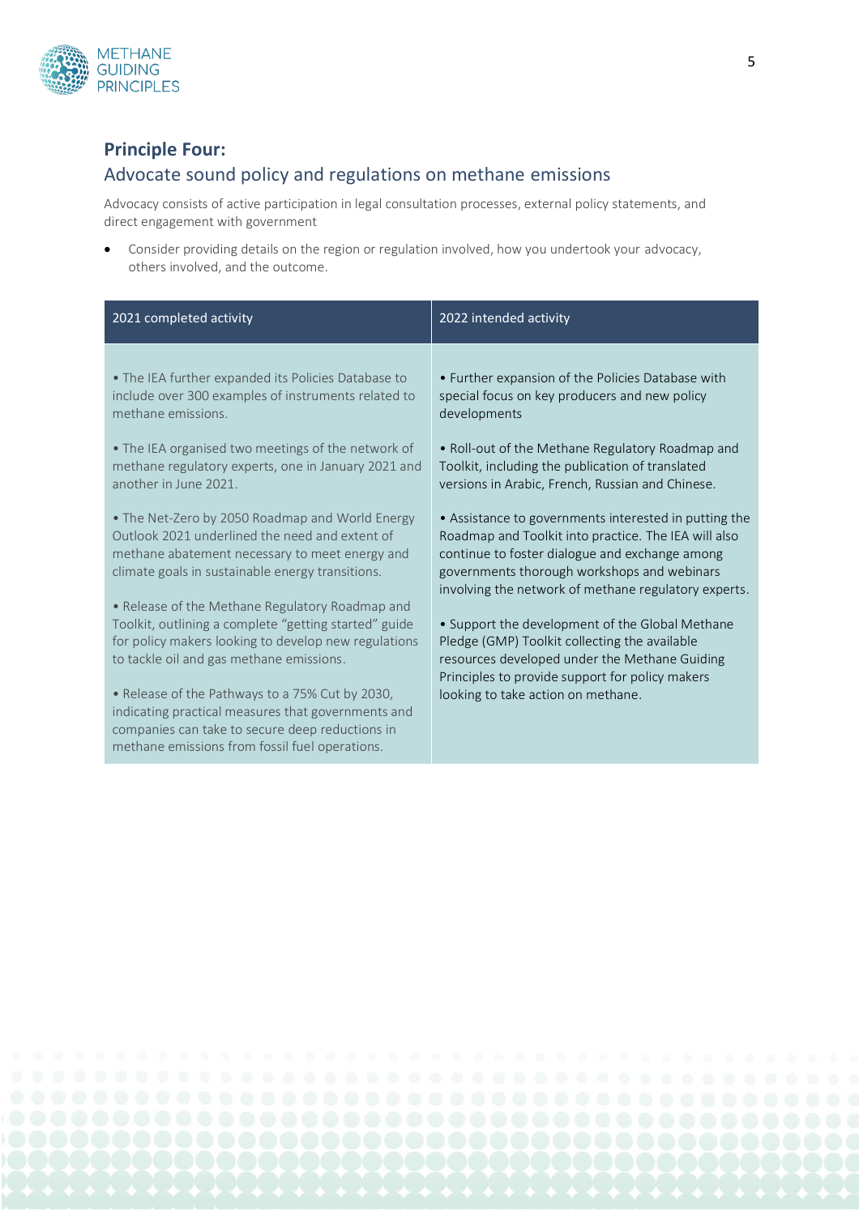## Principle Four:

### Advocate sound policy and regulations on methane emissions

Advocacy consists of active participation in legal consultation processes, external policy statements, and direct engagement with government

- Consider providing details on the region or regulation involved, how you undertook your advocacy, others involved, and the outcome.

| 2021 completed activity | 2022 intended activity |
| --- | --- |
| • The IEA further expanded its Policies Database to include over 300 examples of instruments related to methane emissions.<br><br>• The IEA organised two meetings of the network of methane regulatory experts, one in January 2021 and another in June 2021.<br><br>• The Net-Zero by 2050 Roadmap and World Energy Outlook 2021 underlined the need and extent of methane abatement necessary to meet energy and climate goals in sustainable energy transitions.<br><br>• Release of the Methane Regulatory Roadmap and Toolkit, outlining a complete "getting started" guide for policy makers looking to develop new regulations to tackle oil and gas methane emissions.<br><br>• Release of the Pathways to a 75% Cut by 2030, indicating practical measures that governments and companies can take to secure deep reductions in methane emissions from fossil fuel operations. | • Further expansion of the Policies Database with special focus on key producers and new policy developments<br><br>• Roll-out of the Methane Regulatory Roadmap and Toolkit, including the publication of translated versions in Arabic, French, Russian and Chinese.<br><br>• Assistance to governments interested in putting the Roadmap and Toolkit into practice. The IEA will also continue to foster dialogue and exchange among governments thorough workshops and webinars involving the network of methane regulatory experts.<br><br>• Support the development of the Global Methane Pledge (GMP) Toolkit collecting the available resources developed under the Methane Guiding Principles to provide support for policy makers looking to take action on methane. |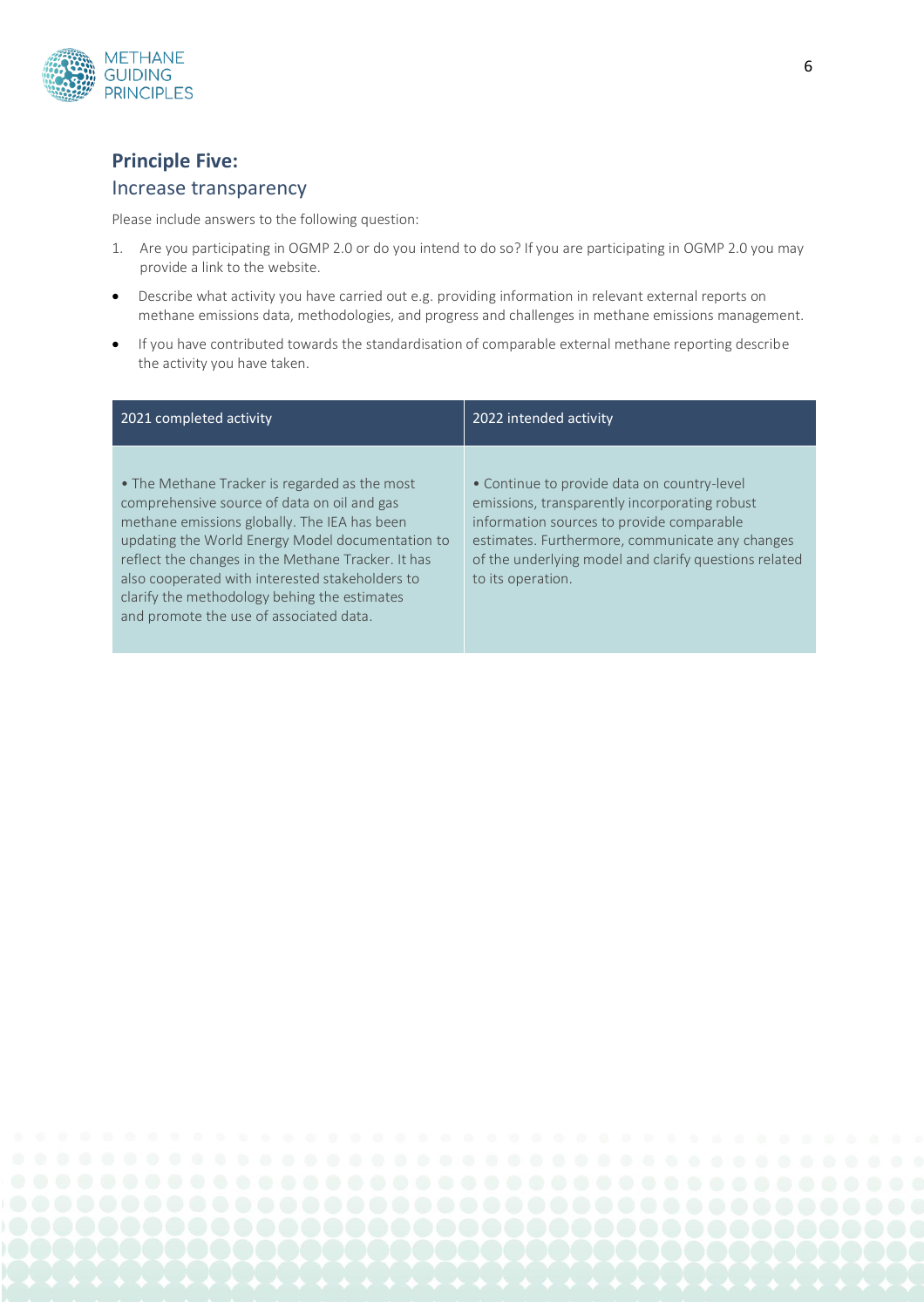## Principle Five:

### Increase transparency

Please include answers to the following question:

1. Are you participating in OGMP 2.0 or do you intend to do so? If you are participating in OGMP 2.0 you may provide a link to the website.

- Describe what activity you have carried out e.g. providing information in relevant external reports on methane emissions data, methodologies, and progress and challenges in methane emissions management.
- If you have contributed towards the standardisation of comparable external methane reporting describe the activity you have taken.

| 2021 completed activity | 2022 intended activity |
| --- | --- |
| • The Methane Tracker is regarded as the most comprehensive source of data on oil and gas methane emissions globally. The IEA has been updating the World Energy Model documentation to reflect the changes in the Methane Tracker. It has also cooperated with interested stakeholders to clarify the methodology behing the estimates and promote the use of associated data. | • Continue to provide data on country-level emissions, transparently incorporating robust information sources to provide comparable estimates. Furthermore, communicate any changes of the underlying model and clarify questions related to its operation. |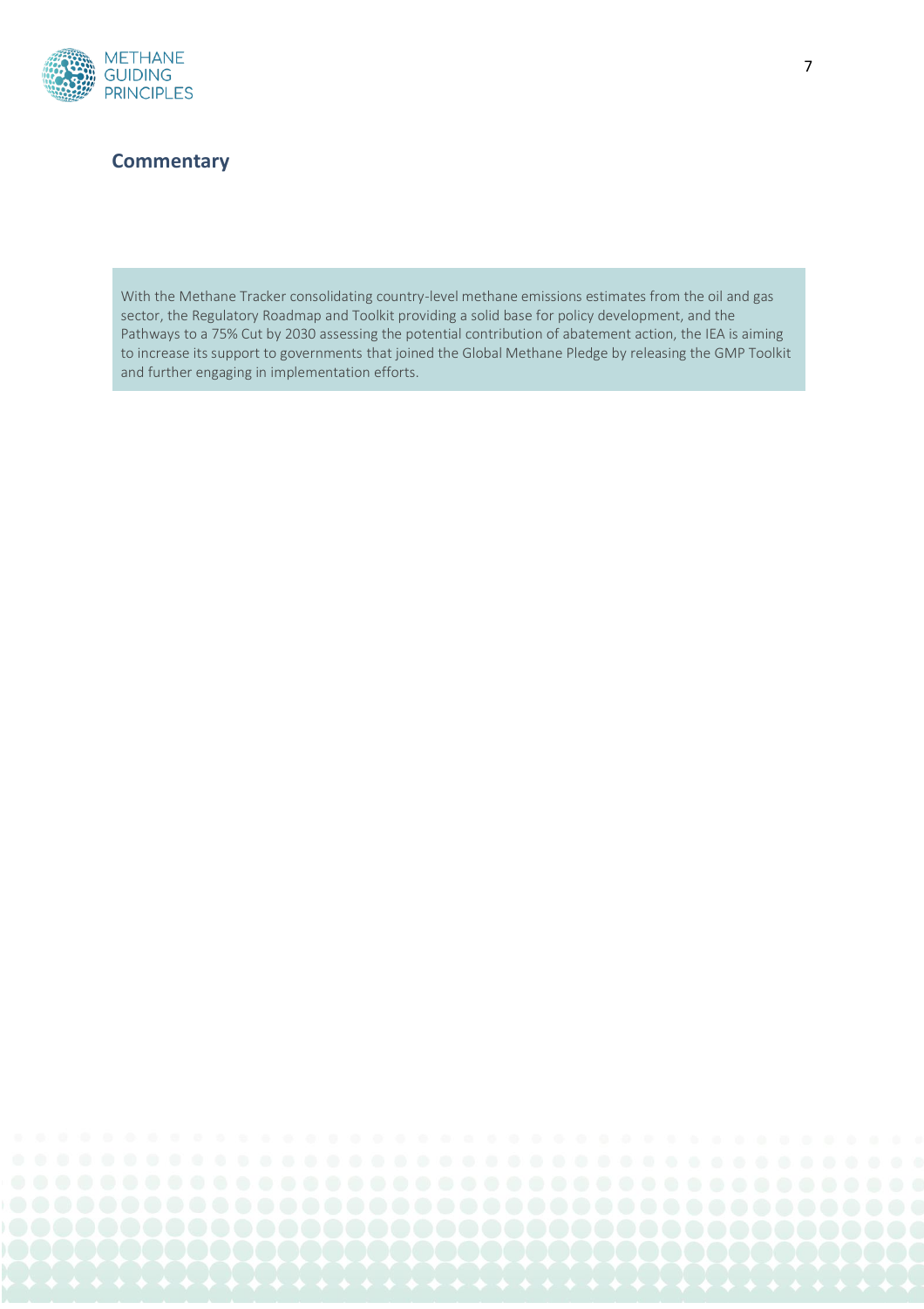## Commentary

With the Methane Tracker consolidating country-level methane emissions estimates from the oil and gas sector, the Regulatory Roadmap and Toolkit providing a solid base for policy development, and the Pathways to a 75% Cut by 2030 assessing the potential contribution of abatement action, the IEA is aiming to increase its support to governments that joined the Global Methane Pledge by releasing the GMP Toolkit and further engaging in implementation efforts.